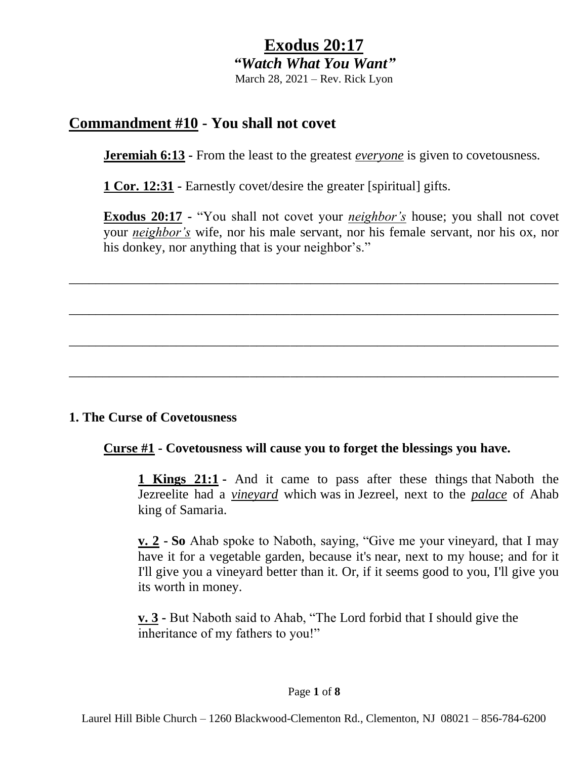# **Exodus 20:17**

***"Watch What You Want"***

March 28, 2021 – Rev. Rick Lyon

## **Commandment #10 - You shall not covet**

**Jeremiah 6:13** - From the least to the greatest ***everyone*** is given to covetousness.

**1 Cor. 12:31** - Earnestly covet/desire the greater [spiritual] gifts.

**Exodus 20:17** - "You shall not covet your ***neighbor's*** house; you shall not covet your ***neighbor's*** wife, nor his male servant, nor his female servant, nor his ox, nor his donkey, nor anything that is your neighbor's."

___________________________________________________________________________

___________________________________________________________________________

___________________________________________________________________________

___________________________________________________________________________

### **1. The Curse of Covetousness**

**Curse #1 - Covetousness will cause you to forget the blessings you have.**

**1 Kings 21:1** - And it came to pass after these things that Naboth the Jezreelite had a ***vineyard*** which was in Jezreel, next to the ***palace*** of Ahab king of Samaria.

**v. 2** - **So** Ahab spoke to Naboth, saying, "Give me your vineyard, that I may have it for a vegetable garden, because it's near, next to my house; and for it I'll give you a vineyard better than it. Or, if it seems good to you, I'll give you its worth in money.

**v. 3** - But Naboth said to Ahab, "The Lord forbid that I should give the inheritance of my fathers to you!"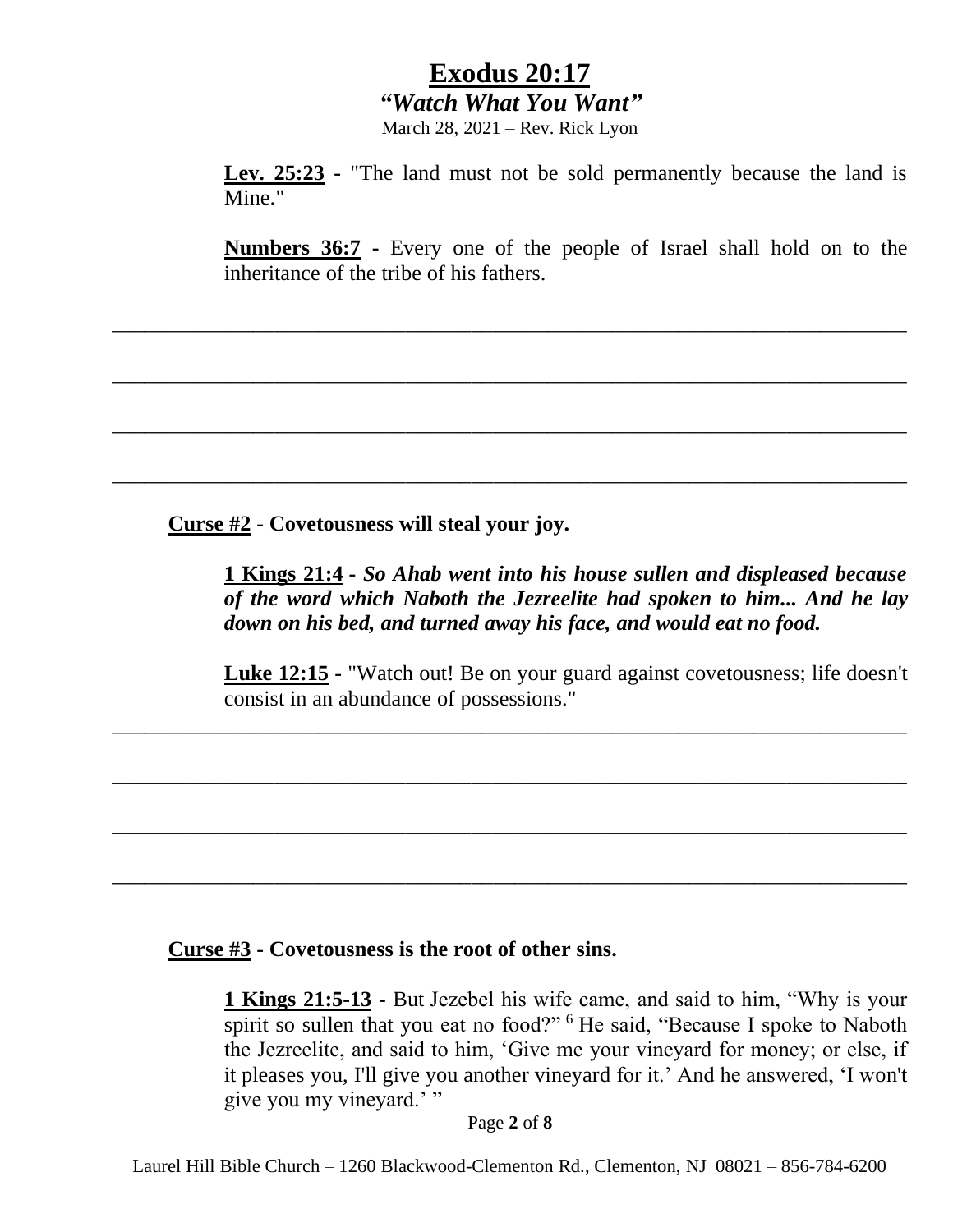**Lev. 25:23** - "The land must not be sold permanently because the land is Mine."

**Numbers 36:7** - Every one of the people of Israel shall hold on to the inheritance of the tribe of his fathers.

\_\_\_\_\_\_\_\_\_\_\_\_\_\_\_\_\_\_\_\_\_\_\_\_\_\_\_\_\_\_\_\_\_\_\_\_\_\_\_\_\_\_\_\_\_\_\_\_\_\_\_\_\_\_\_\_\_\_\_\_\_\_\_\_\_\_\_\_\_\_\_\_

\_\_\_\_\_\_\_\_\_\_\_\_\_\_\_\_\_\_\_\_\_\_\_\_\_\_\_\_\_\_\_\_\_\_\_\_\_\_\_\_\_\_\_\_\_\_\_\_\_\_\_\_\_\_\_\_\_\_\_\_\_\_\_\_\_\_\_\_\_\_\_\_

\_\_\_\_\_\_\_\_\_\_\_\_\_\_\_\_\_\_\_\_\_\_\_\_\_\_\_\_\_\_\_\_\_\_\_\_\_\_\_\_\_\_\_\_\_\_\_\_\_\_\_\_\_\_\_\_\_\_\_\_\_\_\_\_\_\_\_\_\_\_\_\_

\_\_\_\_\_\_\_\_\_\_\_\_\_\_\_\_\_\_\_\_\_\_\_\_\_\_\_\_\_\_\_\_\_\_\_\_\_\_\_\_\_\_\_\_\_\_\_\_\_\_\_\_\_\_\_\_\_\_\_\_\_\_\_\_\_\_\_\_\_\_\_\_

**Curse #2 - Covetousness will steal your joy.**

**1 Kings 21:4** - ***So Ahab went into his house sullen and displeased because of the word which Naboth the Jezreelite had spoken to him... And he lay down on his bed, and turned away his face, and would eat no food.***

**Luke 12:15** - "Watch out! Be on your guard against covetousness; life doesn't consist in an abundance of possessions."

\_\_\_\_\_\_\_\_\_\_\_\_\_\_\_\_\_\_\_\_\_\_\_\_\_\_\_\_\_\_\_\_\_\_\_\_\_\_\_\_\_\_\_\_\_\_\_\_\_\_\_\_\_\_\_\_\_\_\_\_\_\_\_\_\_\_\_\_\_\_\_\_

\_\_\_\_\_\_\_\_\_\_\_\_\_\_\_\_\_\_\_\_\_\_\_\_\_\_\_\_\_\_\_\_\_\_\_\_\_\_\_\_\_\_\_\_\_\_\_\_\_\_\_\_\_\_\_\_\_\_\_\_\_\_\_\_\_\_\_\_\_\_\_\_

\_\_\_\_\_\_\_\_\_\_\_\_\_\_\_\_\_\_\_\_\_\_\_\_\_\_\_\_\_\_\_\_\_\_\_\_\_\_\_\_\_\_\_\_\_\_\_\_\_\_\_\_\_\_\_\_\_\_\_\_\_\_\_\_\_\_\_\_\_\_\_\_

\_\_\_\_\_\_\_\_\_\_\_\_\_\_\_\_\_\_\_\_\_\_\_\_\_\_\_\_\_\_\_\_\_\_\_\_\_\_\_\_\_\_\_\_\_\_\_\_\_\_\_\_\_\_\_\_\_\_\_\_\_\_\_\_\_\_\_\_\_\_\_\_

**Curse #3 - Covetousness is the root of other sins.**

**1 Kings 21:5-13** - But Jezebel his wife came, and said to him, "Why is your spirit so sullen that you eat no food?" [6] He said, "Because I spoke to Naboth the Jezreelite, and said to him, 'Give me your vineyard for money; or else, if it pleases you, I'll give you another vineyard for it.' And he answered, 'I won't give you my vineyard.' "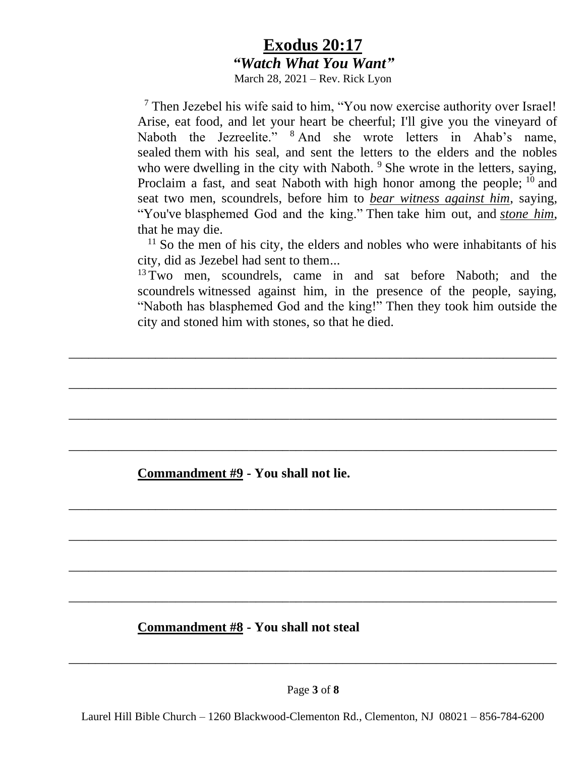# Exodus 20:17

***"Watch What You Want"***

March 28, 2021 – Rev. Rick Lyon

[7] Then Jezebel his wife said to him, "You now exercise authority over Israel! Arise, eat food, and let your heart be cheerful; I'll give you the vineyard of Naboth the Jezreelite." [8] And she wrote letters in Ahab's name, sealed them with his seal, and sent the letters to the elders and the nobles who were dwelling in the city with Naboth. [9] She wrote in the letters, saying, Proclaim a fast, and seat Naboth with high honor among the people; [10] and seat two men, scoundrels, before him to ***bear witness against him***, saying, "You've blasphemed God and the king." Then take him out, and ***stone him***, that he may die.

[11] So the men of his city, the elders and nobles who were inhabitants of his city, did as Jezebel had sent to them...

[13] Two men, scoundrels, came in and sat before Naboth; and the scoundrels witnessed against him, in the presence of the people, saying, "Naboth has blasphemed God and the king!" Then they took him outside the city and stoned him with stones, so that he died.

___________________________________________________________________________

___________________________________________________________________________

___________________________________________________________________________

___________________________________________________________________________

**Commandment #9 - You shall not lie.**

___________________________________________________________________________

___________________________________________________________________________

___________________________________________________________________________

___________________________________________________________________________

**Commandment #8 - You shall not steal**

___________________________________________________________________________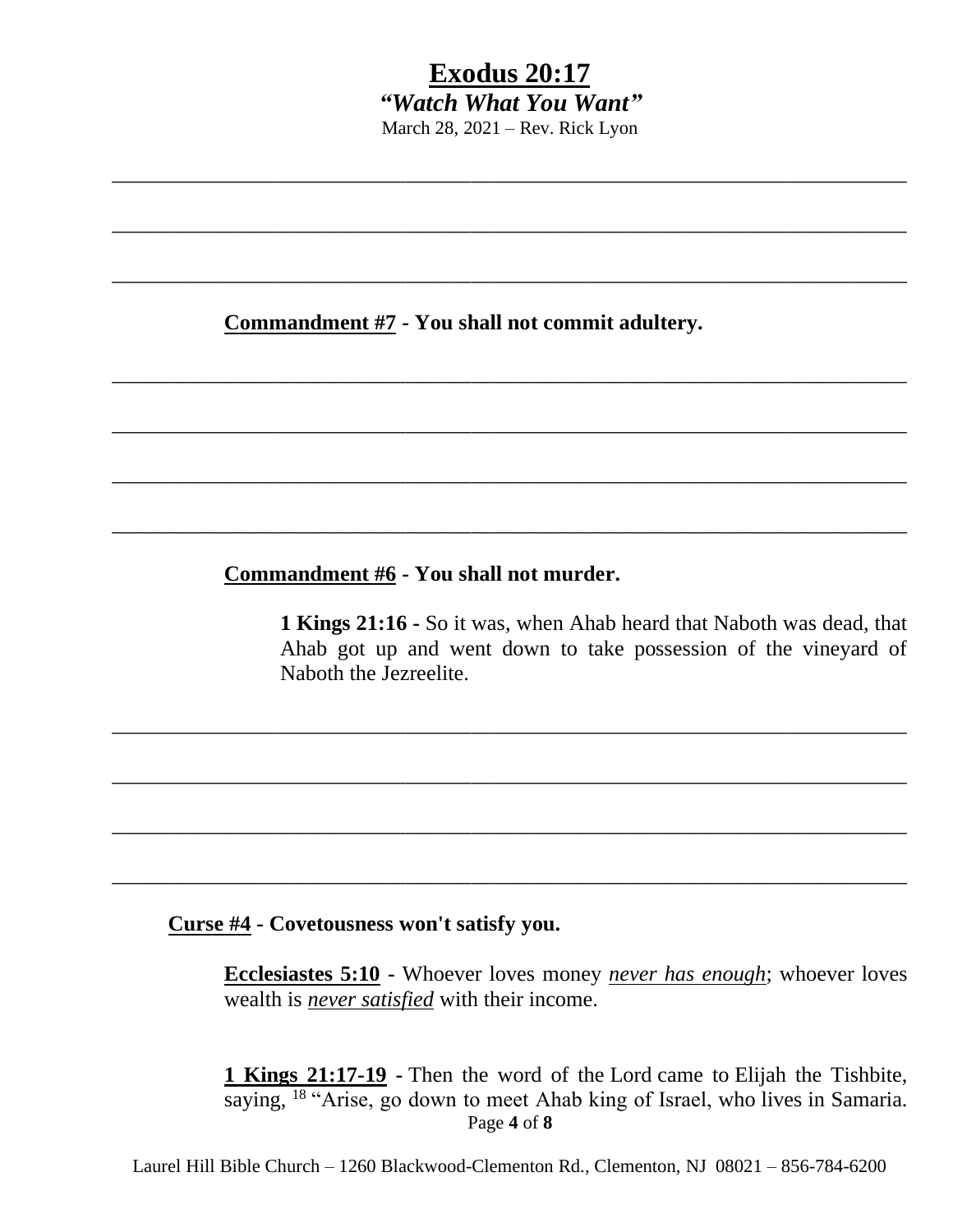# Exodus 20:17

***"Watch What You Want"***

March 28, 2021 – Rev. Rick Lyon

\_\_\_\_\_\_\_\_\_\_\_\_\_\_\_\_\_\_\_\_\_\_\_\_\_\_\_\_\_\_\_\_\_\_\_\_\_\_\_\_\_\_\_\_\_\_\_\_\_\_\_\_\_\_\_\_\_\_\_\_\_\_\_\_\_\_\_\_\_\_\_\_

\_\_\_\_\_\_\_\_\_\_\_\_\_\_\_\_\_\_\_\_\_\_\_\_\_\_\_\_\_\_\_\_\_\_\_\_\_\_\_\_\_\_\_\_\_\_\_\_\_\_\_\_\_\_\_\_\_\_\_\_\_\_\_\_\_\_\_\_\_\_\_\_

\_\_\_\_\_\_\_\_\_\_\_\_\_\_\_\_\_\_\_\_\_\_\_\_\_\_\_\_\_\_\_\_\_\_\_\_\_\_\_\_\_\_\_\_\_\_\_\_\_\_\_\_\_\_\_\_\_\_\_\_\_\_\_\_\_\_\_\_\_\_\_\_

**<u>Commandment #7</u> - You shall not commit adultery.**

\_\_\_\_\_\_\_\_\_\_\_\_\_\_\_\_\_\_\_\_\_\_\_\_\_\_\_\_\_\_\_\_\_\_\_\_\_\_\_\_\_\_\_\_\_\_\_\_\_\_\_\_\_\_\_\_\_\_\_\_\_\_\_\_\_\_\_\_\_\_\_\_

\_\_\_\_\_\_\_\_\_\_\_\_\_\_\_\_\_\_\_\_\_\_\_\_\_\_\_\_\_\_\_\_\_\_\_\_\_\_\_\_\_\_\_\_\_\_\_\_\_\_\_\_\_\_\_\_\_\_\_\_\_\_\_\_\_\_\_\_\_\_\_\_

\_\_\_\_\_\_\_\_\_\_\_\_\_\_\_\_\_\_\_\_\_\_\_\_\_\_\_\_\_\_\_\_\_\_\_\_\_\_\_\_\_\_\_\_\_\_\_\_\_\_\_\_\_\_\_\_\_\_\_\_\_\_\_\_\_\_\_\_\_\_\_\_

\_\_\_\_\_\_\_\_\_\_\_\_\_\_\_\_\_\_\_\_\_\_\_\_\_\_\_\_\_\_\_\_\_\_\_\_\_\_\_\_\_\_\_\_\_\_\_\_\_\_\_\_\_\_\_\_\_\_\_\_\_\_\_\_\_\_\_\_\_\_\_\_

**<u>Commandment #6</u> - You shall not murder.**

> **1 Kings 21:16 -** So it was, when Ahab heard that Naboth was dead, that Ahab got up and went down to take possession of the vineyard of Naboth the Jezreelite.

\_\_\_\_\_\_\_\_\_\_\_\_\_\_\_\_\_\_\_\_\_\_\_\_\_\_\_\_\_\_\_\_\_\_\_\_\_\_\_\_\_\_\_\_\_\_\_\_\_\_\_\_\_\_\_\_\_\_\_\_\_\_\_\_\_\_\_\_\_\_\_\_

\_\_\_\_\_\_\_\_\_\_\_\_\_\_\_\_\_\_\_\_\_\_\_\_\_\_\_\_\_\_\_\_\_\_\_\_\_\_\_\_\_\_\_\_\_\_\_\_\_\_\_\_\_\_\_\_\_\_\_\_\_\_\_\_\_\_\_\_\_\_\_\_

\_\_\_\_\_\_\_\_\_\_\_\_\_\_\_\_\_\_\_\_\_\_\_\_\_\_\_\_\_\_\_\_\_\_\_\_\_\_\_\_\_\_\_\_\_\_\_\_\_\_\_\_\_\_\_\_\_\_\_\_\_\_\_\_\_\_\_\_\_\_\_\_

\_\_\_\_\_\_\_\_\_\_\_\_\_\_\_\_\_\_\_\_\_\_\_\_\_\_\_\_\_\_\_\_\_\_\_\_\_\_\_\_\_\_\_\_\_\_\_\_\_\_\_\_\_\_\_\_\_\_\_\_\_\_\_\_\_\_\_\_\_\_\_\_

**<u>Curse #4</u> - Covetousness won't satisfy you.**

> **<u>Ecclesiastes 5:10</u>** - Whoever loves money ***<u>never has enough</u>***; whoever loves wealth is ***<u>never satisfied</u>*** with their income.

> **<u>1 Kings 21:17-19</u>** - Then the word of the Lord came to Elijah the Tishbite, saying, [18] "Arise, go down to meet Ahab king of Israel, who lives in Samaria.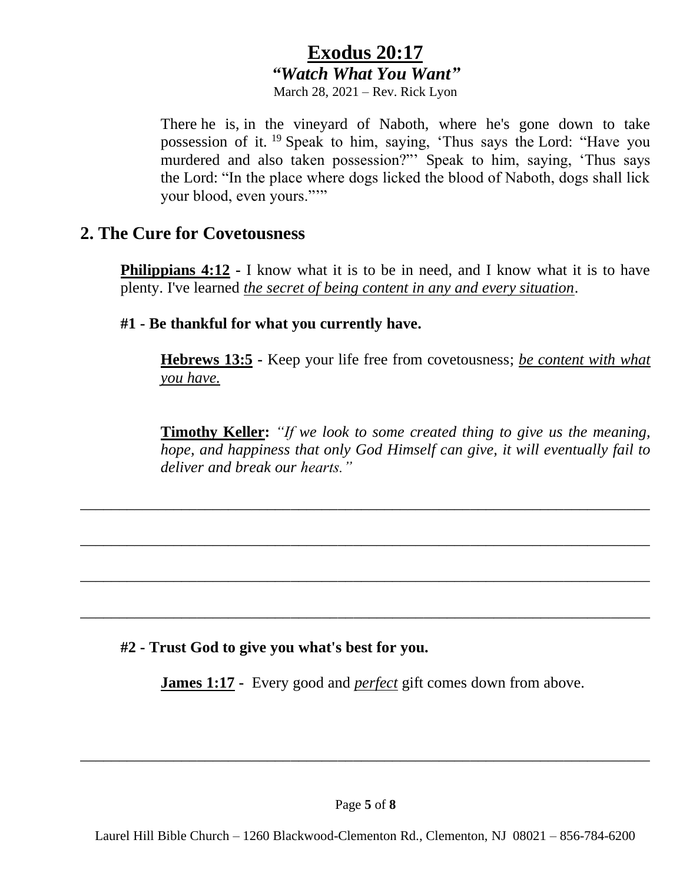There he is, in the vineyard of Naboth, where he's gone down to take possession of it. [19] Speak to him, saying, 'Thus says the Lord: "Have you murdered and also taken possession?"' Speak to him, saying, 'Thus says the Lord: "In the place where dogs licked the blood of Naboth, dogs shall lick your blood, even yours."'"

## 2. The Cure for Covetousness

**Philippians 4:12** - I know what it is to be in need, and I know what it is to have plenty. I've learned *the secret of being content in any and every situation*.

**#1 - Be thankful for what you currently have.**

**Hebrews 13:5** - Keep your life free from covetousness; *be content with what you have.*

**Timothy Keller:** *"If we look to some created thing to give us the meaning, hope, and happiness that only God Himself can give, it will eventually fail to deliver and break our hearts."*

______________________________________________________________________

______________________________________________________________________

______________________________________________________________________

______________________________________________________________________

**#2 - Trust God to give you what's best for you.**

**James 1:17** - Every good and *perfect* gift comes down from above.

______________________________________________________________________

Laurel Hill Bible Church – 1260 Blackwood-Clementon Rd., Clementon, NJ 08021 – 856-784-6200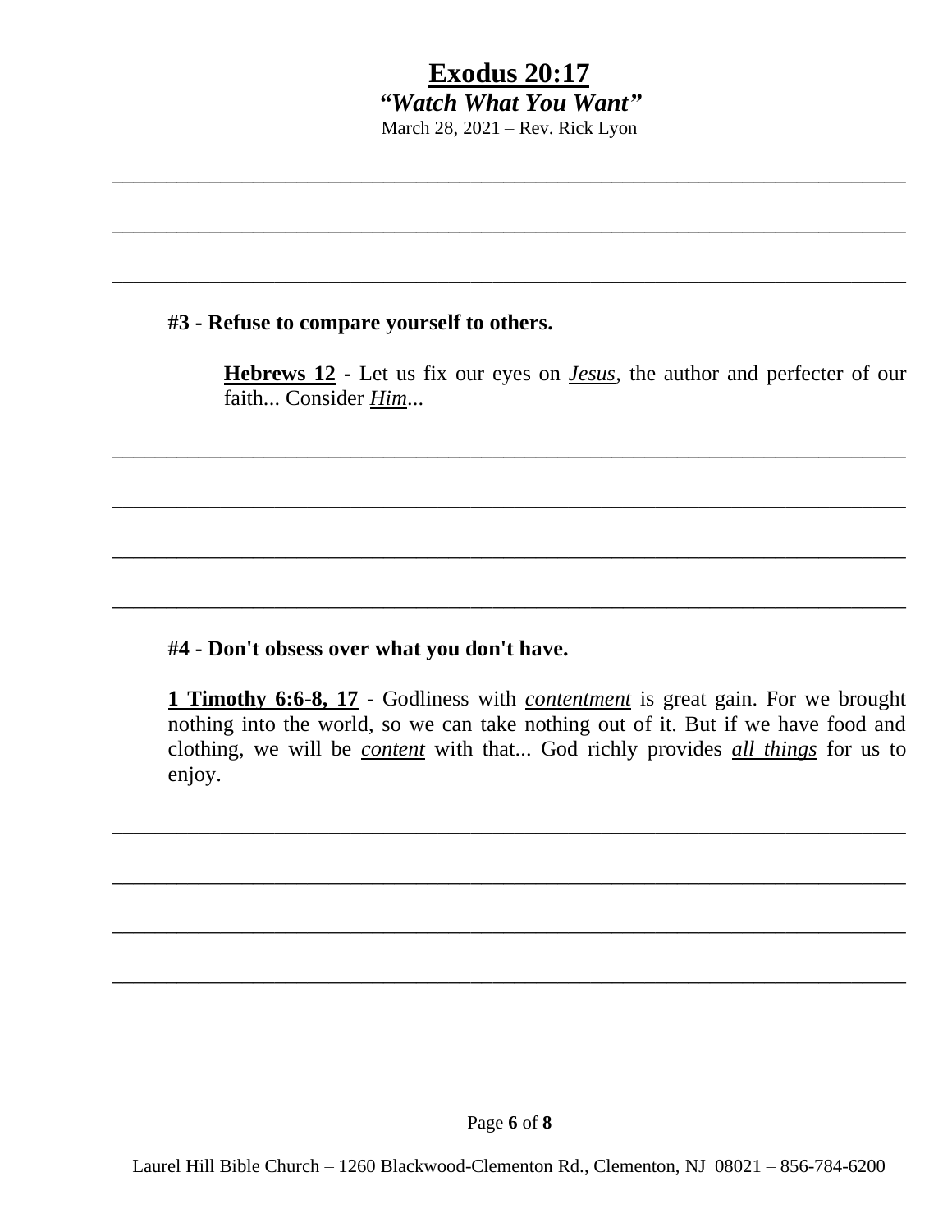# Exodus 20:17

***"Watch What You Want"***

March 28, 2021 – Rev. Rick Lyon

______________________________________________________________________________

______________________________________________________________________________

______________________________________________________________________________

**#3 - Refuse to compare yourself to others.**

> **Hebrews 12** - Let us fix our eyes on ***Jesus***, the author and perfecter of our faith... Consider ***Him***...

______________________________________________________________________________

______________________________________________________________________________

______________________________________________________________________________

______________________________________________________________________________

**#4 - Don't obsess over what you don't have.**

**1 Timothy 6:6-8, 17** - Godliness with ***contentment*** is great gain. For we brought nothing into the world, so we can take nothing out of it. But if we have food and clothing, we will be ***content*** with that... God richly provides ***all things*** for us to enjoy.

______________________________________________________________________________

______________________________________________________________________________

______________________________________________________________________________

______________________________________________________________________________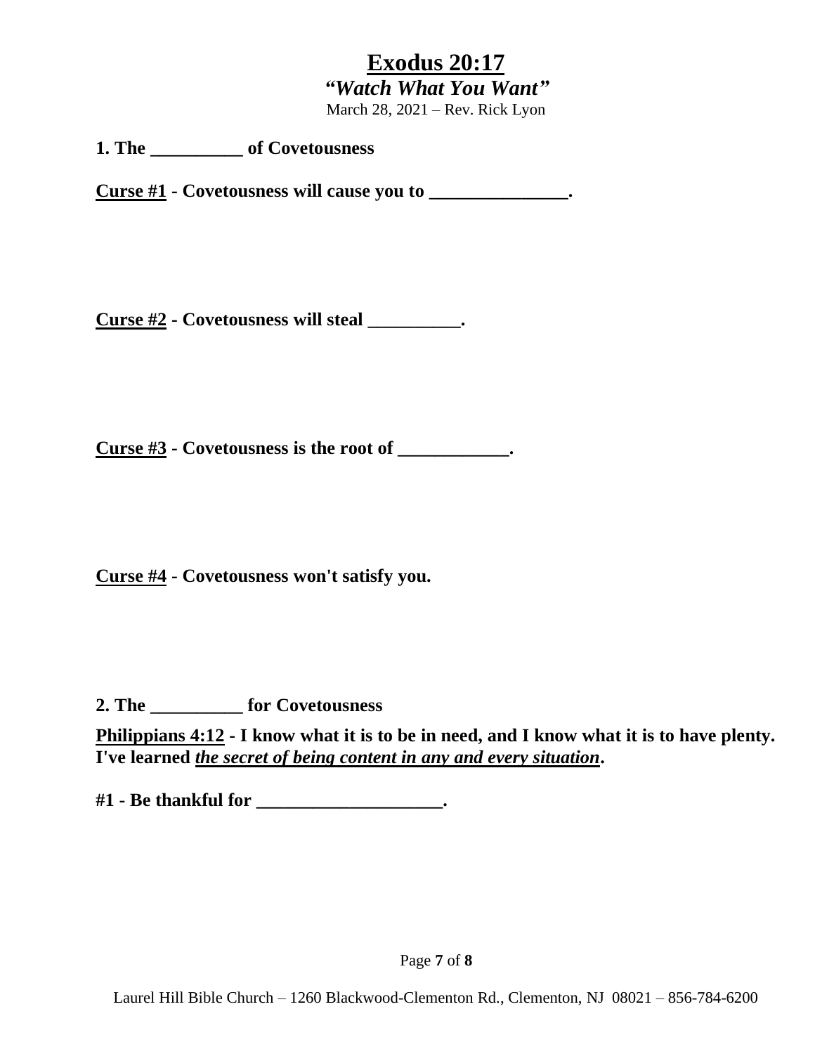# Exodus 20:17

## *"Watch What You Want"*

March 28, 2021 – Rev. Rick Lyon

**1. The __________ of Covetousness**

**Curse #1 - Covetousness will cause you to _______________.**

**Curse #2 - Covetousness will steal __________.**

**Curse #3 - Covetousness is the root of ____________.**

**Curse #4 - Covetousness won't satisfy you.**

**2. The __________ for Covetousness**

**Philippians 4:12 - I know what it is to be in need, and I know what it is to have plenty. I've learned *the secret of being content in any and every situation*.**

**#1 - Be thankful for ____________________.**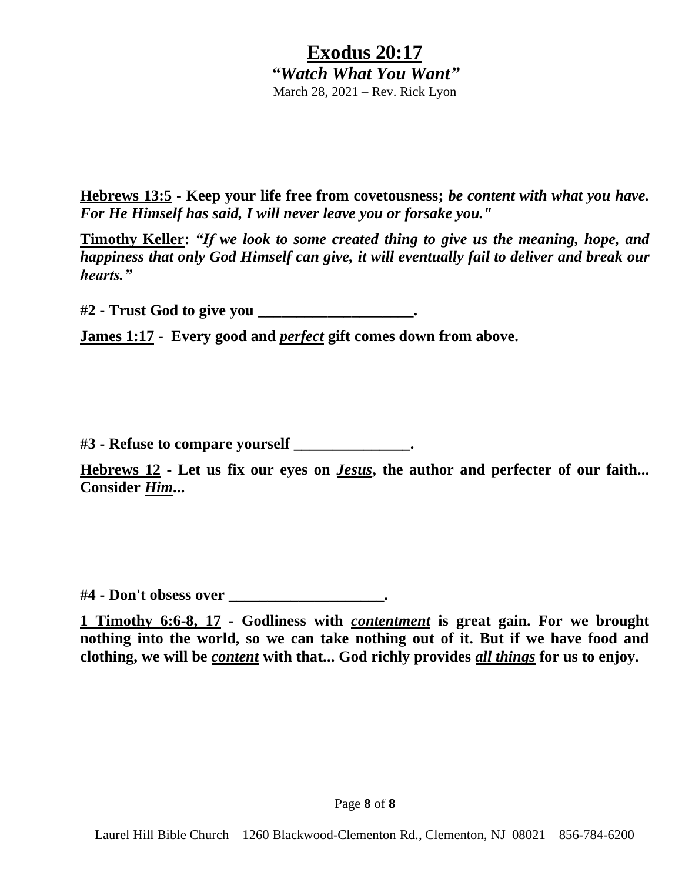# Exodus 20:17

***"Watch What You Want"***

March 28, 2021 – Rev. Rick Lyon

**Hebrews 13:5 - Keep your life free from covetousness;** ***be content with what you have. For He Himself has said, I will never leave you or forsake you."***

**Timothy Keller:** ***"If we look to some created thing to give us the meaning, hope, and happiness that only God Himself can give, it will eventually fail to deliver and break our hearts."***

**#2 - Trust God to give you ____________________.**

**James 1:17 - Every good and *perfect* gift comes down from above.**

**#3 - Refuse to compare yourself _______________.**

**Hebrews 12 - Let us fix our eyes on *Jesus*, the author and perfecter of our faith... Consider *Him*...**

**#4 - Don't obsess over ____________________.**

**1 Timothy 6:6-8, 17 - Godliness with *contentment* is great gain. For we brought nothing into the world, so we can take nothing out of it. But if we have food and clothing, we will be *content* with that... God richly provides *all things* for us to enjoy.**